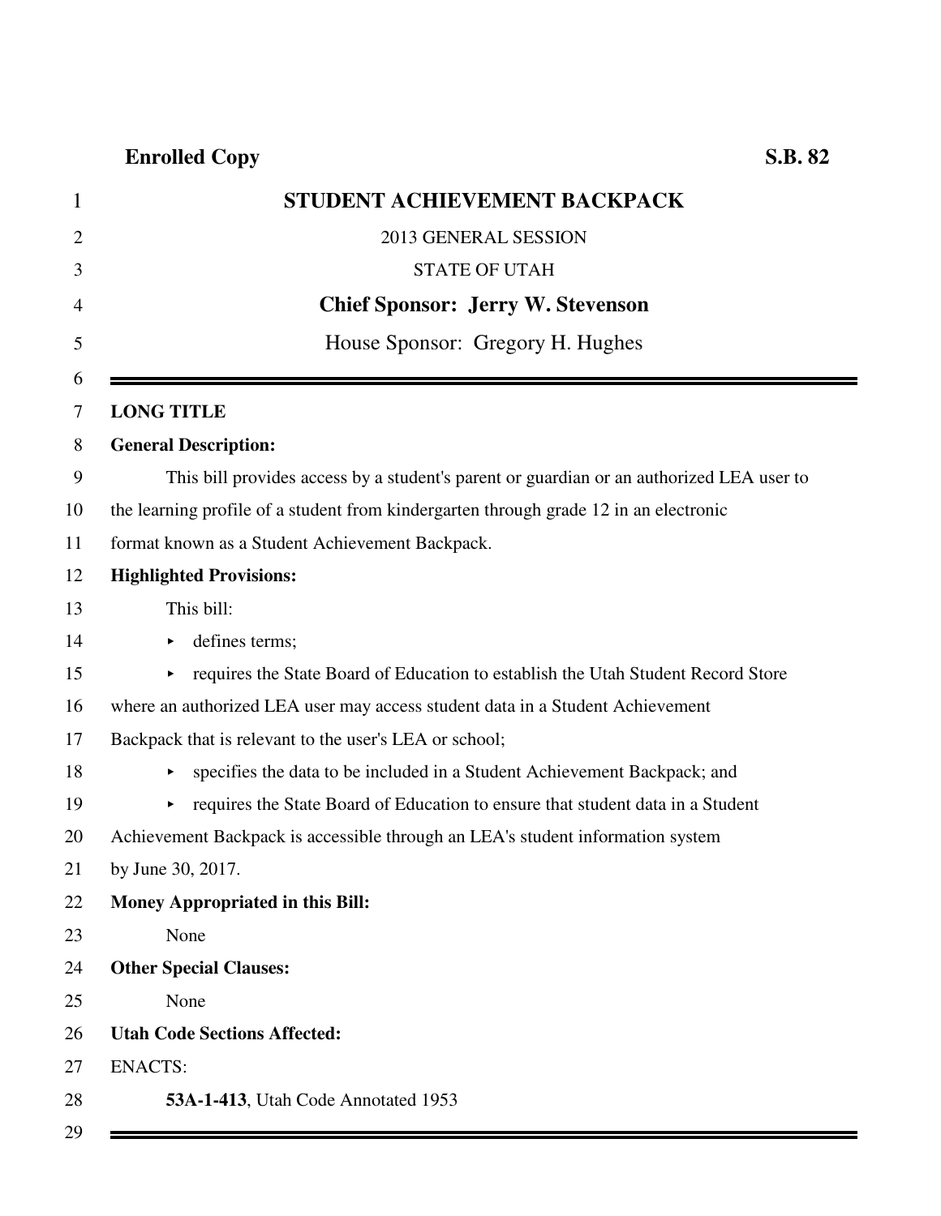**Enrolled Copy** **S.B. 82**

# STUDENT ACHIEVEMENT BACKPACK

2013 GENERAL SESSION

STATE OF UTAH

**Chief Sponsor: Jerry W. Stevenson**

House Sponsor: Gregory H. Hughes

---

**LONG TITLE**

**General Description:**

This bill provides access by a student's parent or guardian or an authorized LEA user to the learning profile of a student from kindergarten through grade 12 in an electronic format known as a Student Achievement Backpack.

**Highlighted Provisions:**

This bill:

- defines terms;
- requires the State Board of Education to establish the Utah Student Record Store where an authorized LEA user may access student data in a Student Achievement Backpack that is relevant to the user's LEA or school;
- specifies the data to be included in a Student Achievement Backpack; and
- requires the State Board of Education to ensure that student data in a Student Achievement Backpack is accessible through an LEA's student information system by June 30, 2017.

**Money Appropriated in this Bill:**

None

**Other Special Clauses:**

None

**Utah Code Sections Affected:**

ENACTS:

**53A-1-413**, Utah Code Annotated 1953

---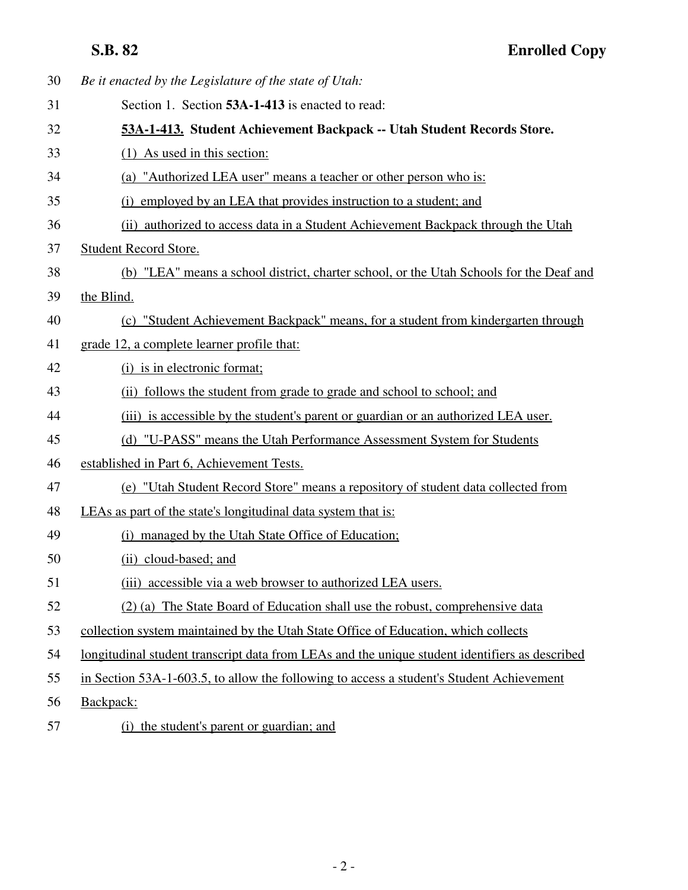*Be it enacted by the Legislature of the state of Utah:*

Section 1. Section **53A-1-413** is enacted to read:

**53A-1-413. Student Achievement Backpack -- Utah Student Records Store.**

(1) As used in this section:

(a) "Authorized LEA user" means a teacher or other person who is:

(i) employed by an LEA that provides instruction to a student; and

(ii) authorized to access data in a Student Achievement Backpack through the Utah Student Record Store.

(b) "LEA" means a school district, charter school, or the Utah Schools for the Deaf and the Blind.

(c) "Student Achievement Backpack" means, for a student from kindergarten through grade 12, a complete learner profile that:

(i) is in electronic format;

(ii) follows the student from grade to grade and school to school; and

(iii) is accessible by the student's parent or guardian or an authorized LEA user.

(d) "U-PASS" means the Utah Performance Assessment System for Students established in Part 6, Achievement Tests.

(e) "Utah Student Record Store" means a repository of student data collected from LEAs as part of the state's longitudinal data system that is:

(i) managed by the Utah State Office of Education;

(ii) cloud-based; and

(iii) accessible via a web browser to authorized LEA users.

(2) (a) The State Board of Education shall use the robust, comprehensive data collection system maintained by the Utah State Office of Education, which collects longitudinal student transcript data from LEAs and the unique student identifiers as described in Section 53A-1-603.5, to allow the following to access a student's Student Achievement Backpack:

(i) the student's parent or guardian; and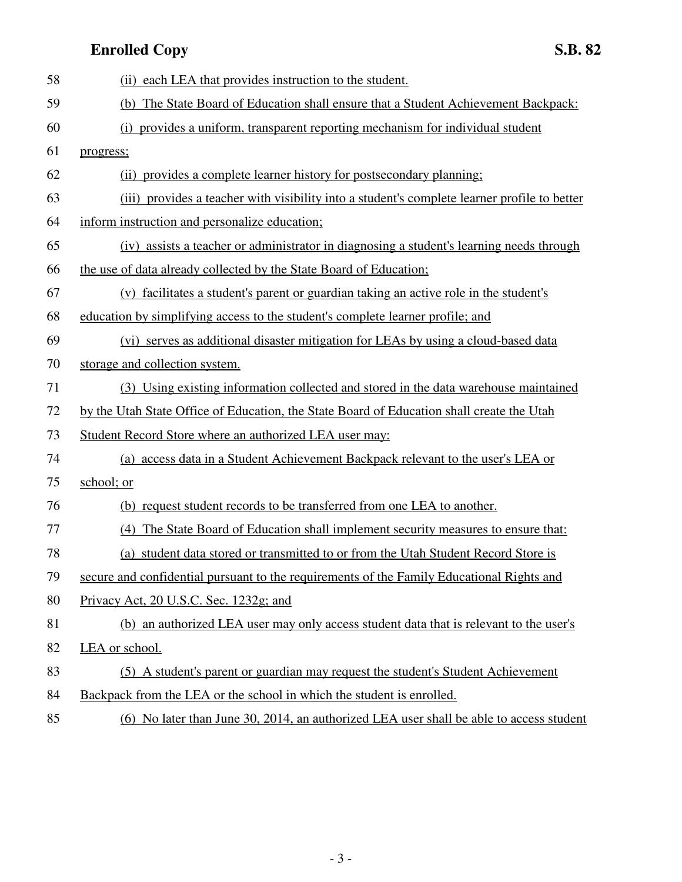(ii) each LEA that provides instruction to the student.

(b) The State Board of Education shall ensure that a Student Achievement Backpack:

(i) provides a uniform, transparent reporting mechanism for individual student progress;

(ii) provides a complete learner history for postsecondary planning;

(iii) provides a teacher with visibility into a student's complete learner profile to better inform instruction and personalize education;

(iv) assists a teacher or administrator in diagnosing a student's learning needs through the use of data already collected by the State Board of Education;

(v) facilitates a student's parent or guardian taking an active role in the student's education by simplifying access to the student's complete learner profile; and

(vi) serves as additional disaster mitigation for LEAs by using a cloud-based data storage and collection system.

(3) Using existing information collected and stored in the data warehouse maintained by the Utah State Office of Education, the State Board of Education shall create the Utah Student Record Store where an authorized LEA user may:

(a) access data in a Student Achievement Backpack relevant to the user's LEA or school; or

(b) request student records to be transferred from one LEA to another.

(4) The State Board of Education shall implement security measures to ensure that:

(a) student data stored or transmitted to or from the Utah Student Record Store is secure and confidential pursuant to the requirements of the Family Educational Rights and Privacy Act, 20 U.S.C. Sec. 1232g; and

(b) an authorized LEA user may only access student data that is relevant to the user's LEA or school.

(5) A student's parent or guardian may request the student's Student Achievement Backpack from the LEA or the school in which the student is enrolled.

(6) No later than June 30, 2014, an authorized LEA user shall be able to access student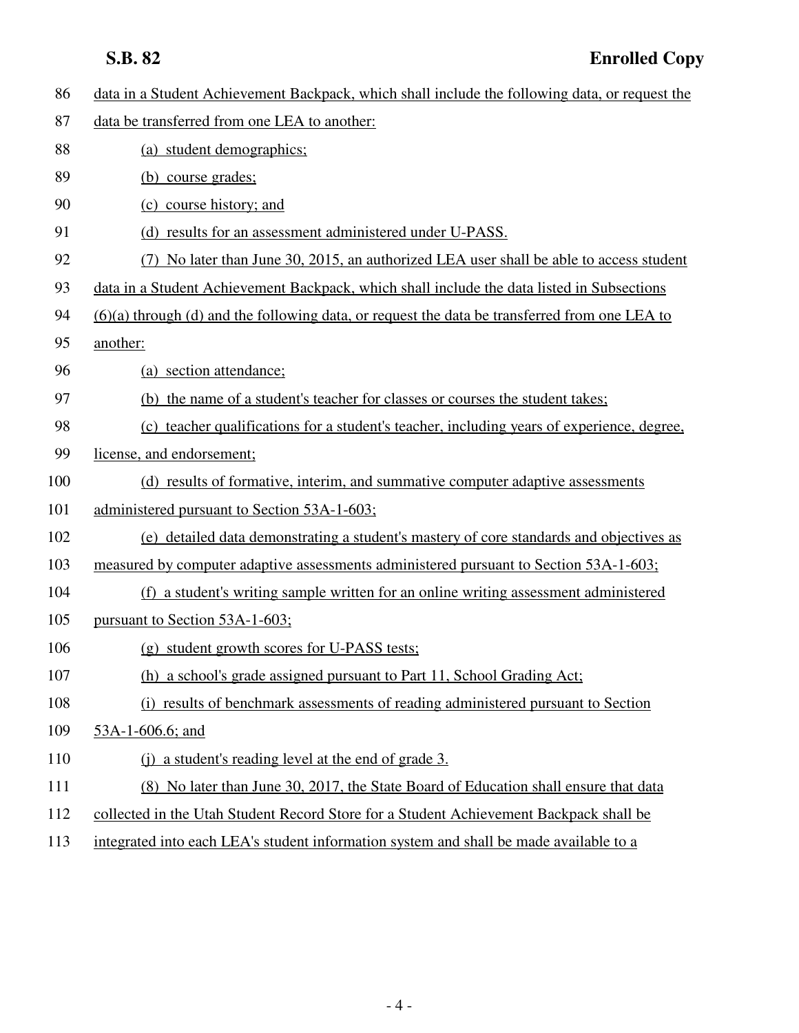data in a Student Achievement Backpack, which shall include the following data, or request the data be transferred from one LEA to another:

(a) student demographics;

(b) course grades;

(c) course history; and

(d) results for an assessment administered under U-PASS.

(7) No later than June 30, 2015, an authorized LEA user shall be able to access student data in a Student Achievement Backpack, which shall include the data listed in Subsections (6)(a) through (d) and the following data, or request the data be transferred from one LEA to another:

(a) section attendance;

(b) the name of a student's teacher for classes or courses the student takes;

(c) teacher qualifications for a student's teacher, including years of experience, degree, license, and endorsement;

(d) results of formative, interim, and summative computer adaptive assessments administered pursuant to Section 53A-1-603;

(e) detailed data demonstrating a student's mastery of core standards and objectives as measured by computer adaptive assessments administered pursuant to Section 53A-1-603;

(f) a student's writing sample written for an online writing assessment administered pursuant to Section 53A-1-603;

(g) student growth scores for U-PASS tests;

(h) a school's grade assigned pursuant to Part 11, School Grading Act;

(i) results of benchmark assessments of reading administered pursuant to Section 53A-1-606.6; and

(j) a student's reading level at the end of grade 3.

(8) No later than June 30, 2017, the State Board of Education shall ensure that data collected in the Utah Student Record Store for a Student Achievement Backpack shall be integrated into each LEA's student information system and shall be made available to a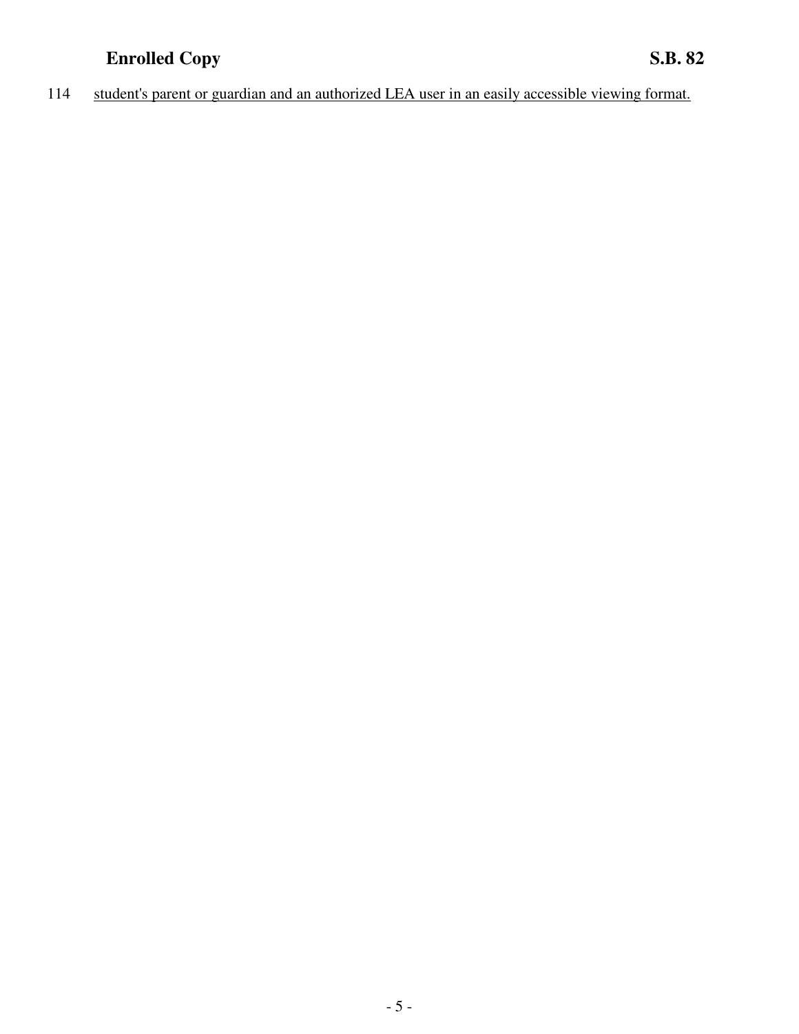114 <u>student's parent or guardian and an authorized LEA user in an easily accessible viewing format.</u>